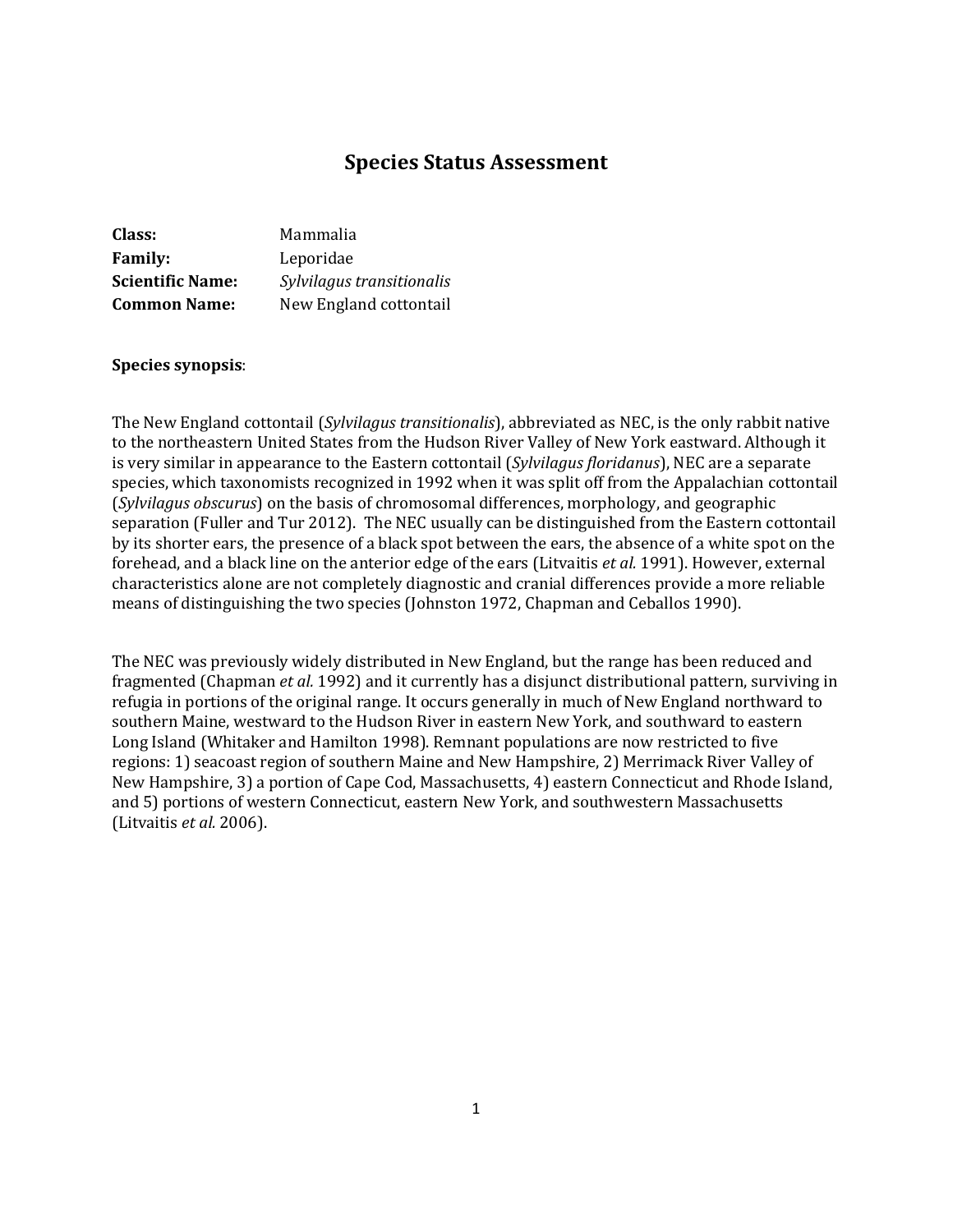# Species Status Assessment

**Class:** Mammalia
**Family:** Leporidae
**Scientific Name:** *Sylvilagus transitionalis*
**Common Name:** New England cottontail

**Species synopsis**:

The New England cottontail (*Sylvilagus transitionalis*), abbreviated as NEC, is the only rabbit native to the northeastern United States from the Hudson River Valley of New York eastward. Although it is very similar in appearance to the Eastern cottontail (*Sylvilagus floridanus*), NEC are a separate species, which taxonomists recognized in 1992 when it was split off from the Appalachian cottontail (*Sylvilagus obscurus*) on the basis of chromosomal differences, morphology, and geographic separation (Fuller and Tur 2012). The NEC usually can be distinguished from the Eastern cottontail by its shorter ears, the presence of a black spot between the ears, the absence of a white spot on the forehead, and a black line on the anterior edge of the ears (Litvaitis *et al.* 1991). However, external characteristics alone are not completely diagnostic and cranial differences provide a more reliable means of distinguishing the two species (Johnston 1972, Chapman and Ceballos 1990).

The NEC was previously widely distributed in New England, but the range has been reduced and fragmented (Chapman *et al.* 1992) and it currently has a disjunct distributional pattern, surviving in refugia in portions of the original range. It occurs generally in much of New England northward to southern Maine, westward to the Hudson River in eastern New York, and southward to eastern Long Island (Whitaker and Hamilton 1998). Remnant populations are now restricted to five regions: 1) seacoast region of southern Maine and New Hampshire, 2) Merrimack River Valley of New Hampshire, 3) a portion of Cape Cod, Massachusetts, 4) eastern Connecticut and Rhode Island, and 5) portions of western Connecticut, eastern New York, and southwestern Massachusetts (Litvaitis *et al.* 2006).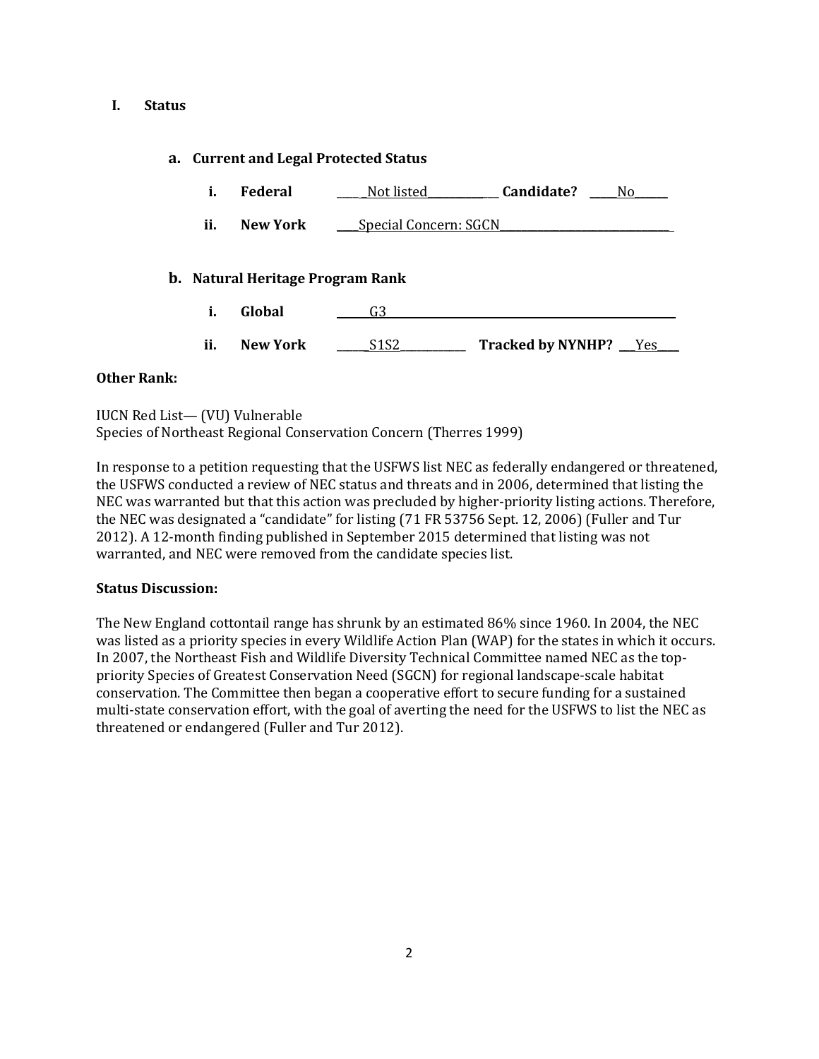# I. Status

## a. Current and Legal Protected Status

i. **Federal** ____Not listed____ **Candidate?** ____No____

ii. **New York** ____Special Concern: SGCN____

## b. Natural Heritage Program Rank

i. **Global** ____G3____

ii. **New York** ____S1S2____ **Tracked by NYNHP?** ____Yes____

**Other Rank:**

IUCN Red List— (VU) Vulnerable
Species of Northeast Regional Conservation Concern (Therres 1999)

In response to a petition requesting that the USFWS list NEC as federally endangered or threatened, the USFWS conducted a review of NEC status and threats and in 2006, determined that listing the NEC was warranted but that this action was precluded by higher-priority listing actions. Therefore, the NEC was designated a "candidate" for listing (71 FR 53756 Sept. 12, 2006) (Fuller and Tur 2012). A 12-month finding published in September 2015 determined that listing was not warranted, and NEC were removed from the candidate species list.

**Status Discussion:**

The New England cottontail range has shrunk by an estimated 86% since 1960. In 2004, the NEC was listed as a priority species in every Wildlife Action Plan (WAP) for the states in which it occurs. In 2007, the Northeast Fish and Wildlife Diversity Technical Committee named NEC as the top-priority Species of Greatest Conservation Need (SGCN) for regional landscape-scale habitat conservation. The Committee then began a cooperative effort to secure funding for a sustained multi-state conservation effort, with the goal of averting the need for the USFWS to list the NEC as threatened or endangered (Fuller and Tur 2012).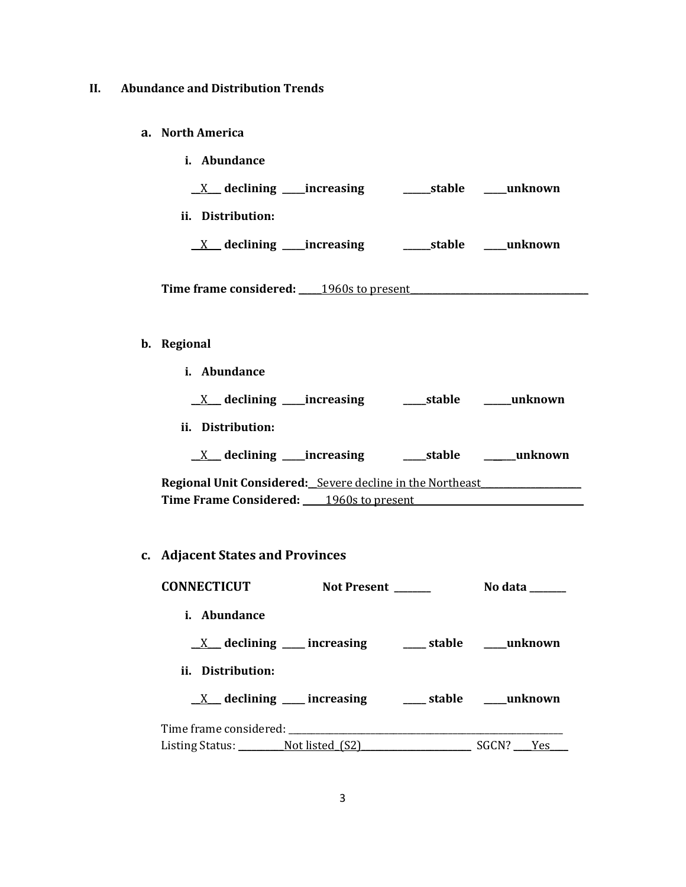## II. Abundance and Distribution Trends

### a. North America

**i. Abundance**

__X___ **declining** _____**increasing** ______**stable** _____**unknown**

**ii. Distribution:**

__X___ **declining** _____**increasing** ______**stable** _____**unknown**

**Time frame considered:** _____1960s to present_______________________________________

### b. Regional

**i. Abundance**

__X___ **declining** _____**increasing** _____**stable** ______**unknown**

**ii. Distribution:**

__X___ **declining** _____**increasing** _____**stable** ______**unknown**

**Regional Unit Considered:**__Severe decline in the Northeast_____________________

**Time Frame Considered:** _____1960s to present__________________________________

### c. Adjacent States and Provinces

**CONNECTICUT** **Not Present** ________ **No data** ________

**i. Abundance**

__X___ **declining** _____ **increasing** _____ **stable** _____**unknown**

**ii. Distribution:**

__X___ **declining** _____ **increasing** _____ **stable** _____**unknown**

Time frame considered: ___________________________________________________________

Listing Status: __________Not listed (S2)________________________ SGCN? ____Yes____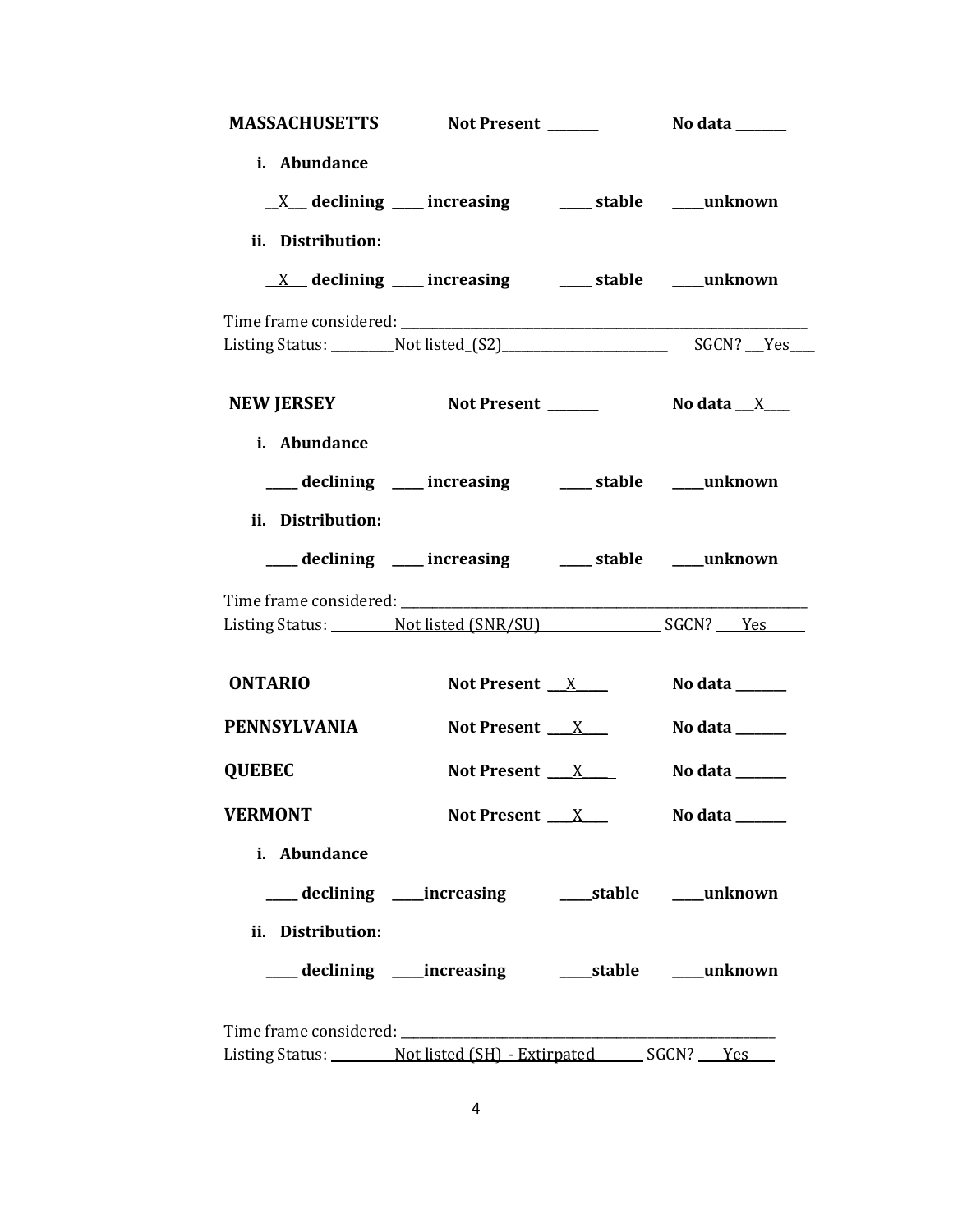**MASSACHUSETTS** **Not Present** _______ **No data** _______

**i. Abundance**

__X__ **declining** ____ **increasing** ____ **stable** ____**unknown**

**ii. Distribution:**

__X__ **declining** ____ **increasing** ____ **stable** ____**unknown**

Time frame considered: _______________________________________________

Listing Status: _________Not listed (S2)_________________________ SGCN? __Yes___

**NEW JERSEY** **Not Present** _______ **No data** __X___

**i. Abundance**

____ **declining** ____ **increasing** ____ **stable** ____**unknown**

**ii. Distribution:**

____ **declining** ____ **increasing** ____ **stable** ____**unknown**

Time frame considered: _______________________________________________

Listing Status: _________Not listed (SNR/SU)__________________ SGCN? ___Yes_____

**ONTARIO** **Not Present** __X____ **No data** _______

**PENNSYLVANIA** **Not Present** ___X___ **No data** _______

**QUEBEC** **Not Present** ___X____ **No data** _______

**VERMONT** **Not Present** ___X___ **No data** _______

**i. Abundance**

____ **declining** ____**increasing** ____**stable** ____**unknown**

**ii. Distribution:**

____ **declining** ____**increasing** ____**stable** ____**unknown**

Time frame considered: _______________________________________________

Listing Status: _________Not listed (SH) - Extirpated_______ SGCN? ___Yes___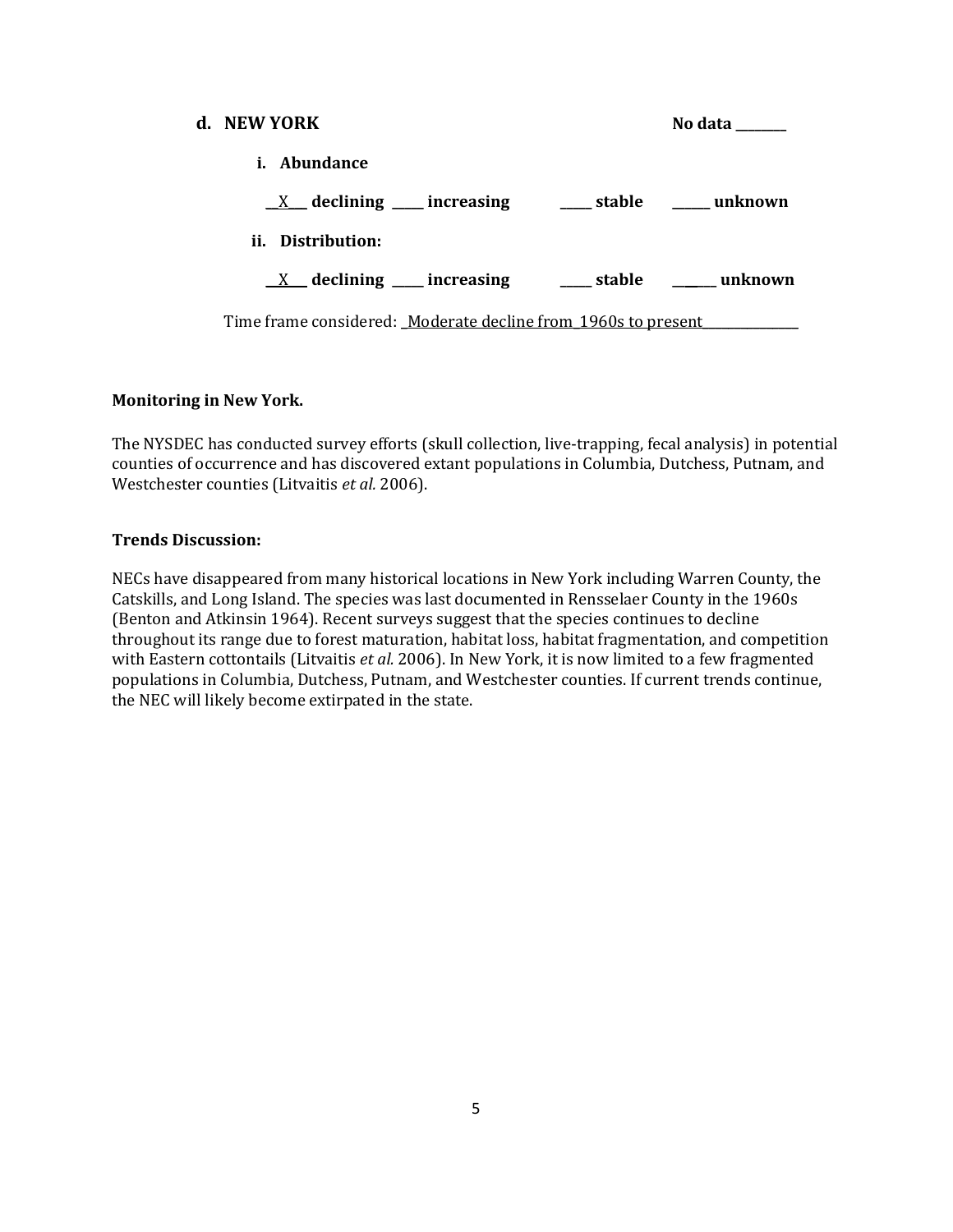**d. NEW YORK** **No data ________**

**i. Abundance**

__X__ **declining** _____ **increasing** _____ **stable** ______ **unknown**

**ii. Distribution:**

__X__ **declining** _____ **increasing** _____ **stable** ______ **unknown**

Time frame considered: Moderate decline from 1960s to present

**Monitoring in New York.**

The NYSDEC has conducted survey efforts (skull collection, live-trapping, fecal analysis) in potential counties of occurrence and has discovered extant populations in Columbia, Dutchess, Putnam, and Westchester counties (Litvaitis *et al.* 2006).

**Trends Discussion:**

NECs have disappeared from many historical locations in New York including Warren County, the Catskills, and Long Island. The species was last documented in Rensselaer County in the 1960s (Benton and Atkinsin 1964). Recent surveys suggest that the species continues to decline throughout its range due to forest maturation, habitat loss, habitat fragmentation, and competition with Eastern cottontails (Litvaitis *et al.* 2006). In New York, it is now limited to a few fragmented populations in Columbia, Dutchess, Putnam, and Westchester counties. If current trends continue, the NEC will likely become extirpated in the state.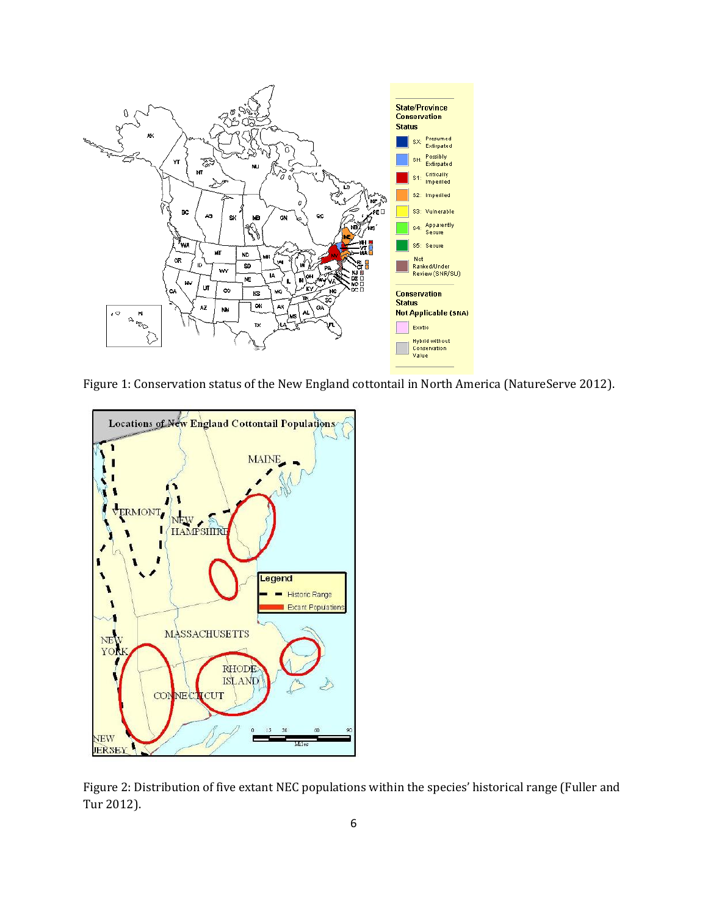Figure 1: Conservation status of the New England cottontail in North America (NatureServe 2012).

Figure 2: Distribution of five extant NEC populations within the species' historical range (Fuller and Tur 2012).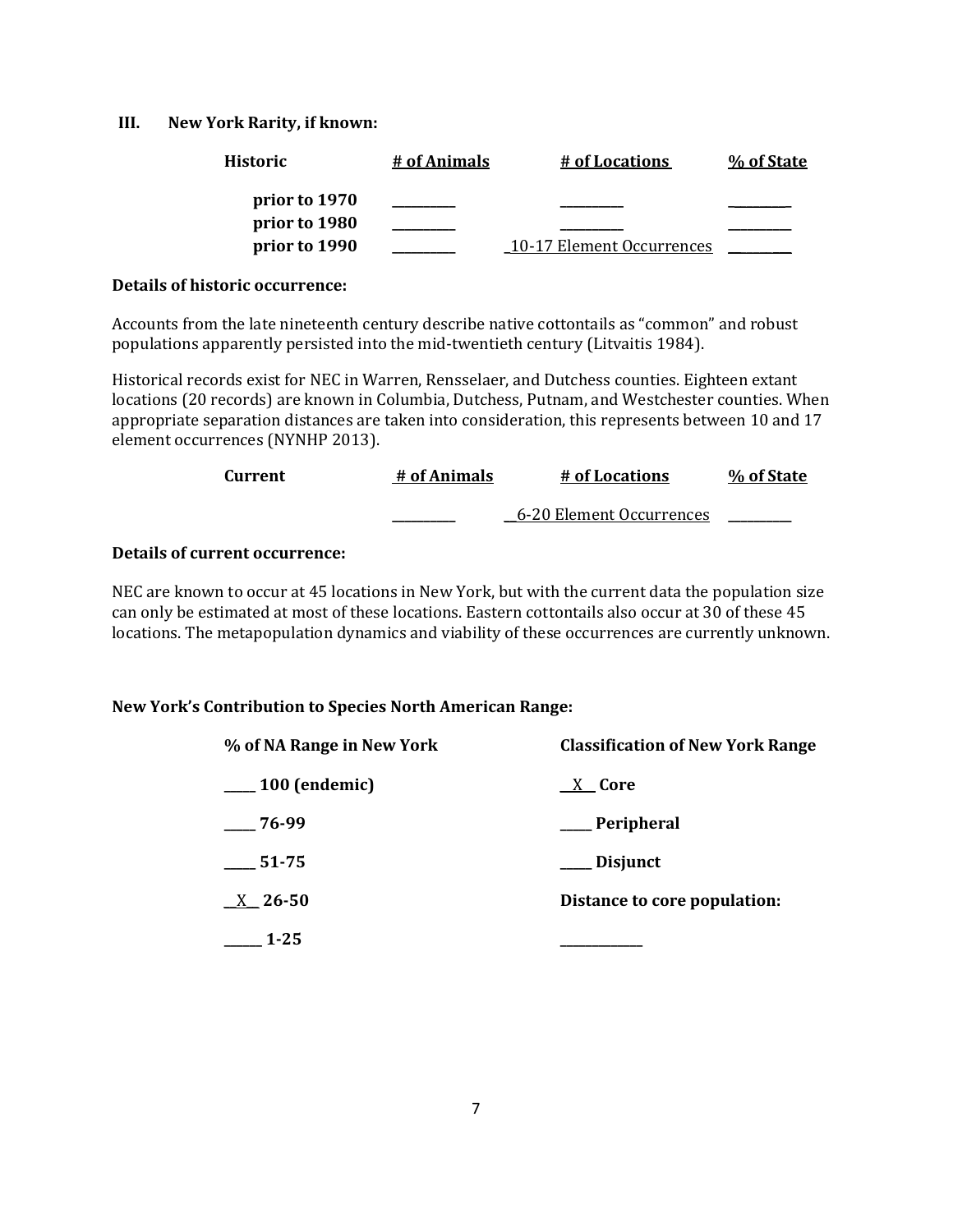### III. New York Rarity, if known:

| Historic | # of Animals | # of Locations | % of State |
|---|---|---|---|
| prior to 1970 | _________ | _________ | _________ |
| prior to 1980 | _________ | _________ | _________ |
| prior to 1990 | _________ | 10-17 Element Occurrences | _________ |

**Details of historic occurrence:**

Accounts from the late nineteenth century describe native cottontails as "common" and robust populations apparently persisted into the mid-twentieth century (Litvaitis 1984).

Historical records exist for NEC in Warren, Rensselaer, and Dutchess counties. Eighteen extant locations (20 records) are known in Columbia, Dutchess, Putnam, and Westchester counties. When appropriate separation distances are taken into consideration, this represents between 10 and 17 element occurrences (NYNHP 2013).

| Current | # of Animals | # of Locations | % of State |
|---|---|---|---|
| | _________ | 6-20 Element Occurrences | _________ |

**Details of current occurrence:**

NEC are known to occur at 45 locations in New York, but with the current data the population size can only be estimated at most of these locations. Eastern cottontails also occur at 30 of these 45 locations. The metapopulation dynamics and viability of these occurrences are currently unknown.

**New York's Contribution to Species North American Range:**

| % of NA Range in New York | Classification of New York Range |
|---|---|
| _____ 100 (endemic) | __X__ Core |
| _____ 76-99 | _____ Peripheral |
| _____ 51-75 | _____ Disjunct |
| __X__ 26-50 | Distance to core population: |
| _____ 1-25 | _____________ |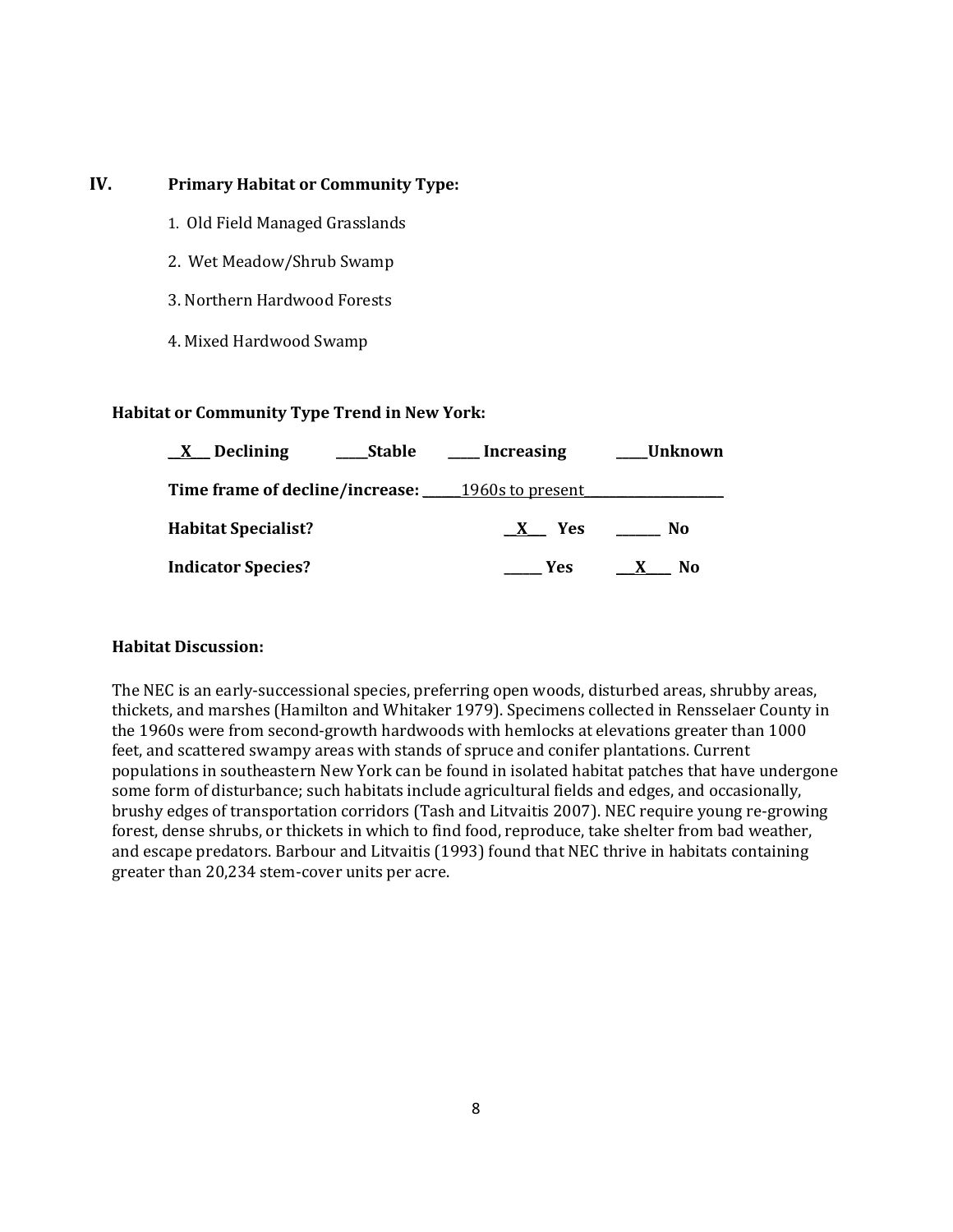## IV. Primary Habitat or Community Type:

1. Old Field Managed Grasslands
2. Wet Meadow/Shrub Swamp
3. Northern Hardwood Forests
4. Mixed Hardwood Swamp

**Habitat or Community Type Trend in New York:**

**\_\_X\_\_ Declining** **\_\_\_\_Stable** **\_\_\_\_ Increasing** **\_\_\_\_Unknown**

**Time frame of decline/increase:** \_\_\_\_\_1960s to present\_\_\_\_\_\_\_\_\_\_\_\_\_\_\_\_\_\_\_\_

**Habitat Specialist?** **\_\_X\_\_ Yes** **\_\_\_\_\_\_ No**

**Indicator Species?** **\_\_\_\_\_ Yes** **\_\_X\_\_\_ No**

**Habitat Discussion:**

The NEC is an early-successional species, preferring open woods, disturbed areas, shrubby areas, thickets, and marshes (Hamilton and Whitaker 1979). Specimens collected in Rensselaer County in the 1960s were from second-growth hardwoods with hemlocks at elevations greater than 1000 feet, and scattered swampy areas with stands of spruce and conifer plantations. Current populations in southeastern New York can be found in isolated habitat patches that have undergone some form of disturbance; such habitats include agricultural fields and edges, and occasionally, brushy edges of transportation corridors (Tash and Litvaitis 2007). NEC require young re-growing forest, dense shrubs, or thickets in which to find food, reproduce, take shelter from bad weather, and escape predators. Barbour and Litvaitis (1993) found that NEC thrive in habitats containing greater than 20,234 stem-cover units per acre.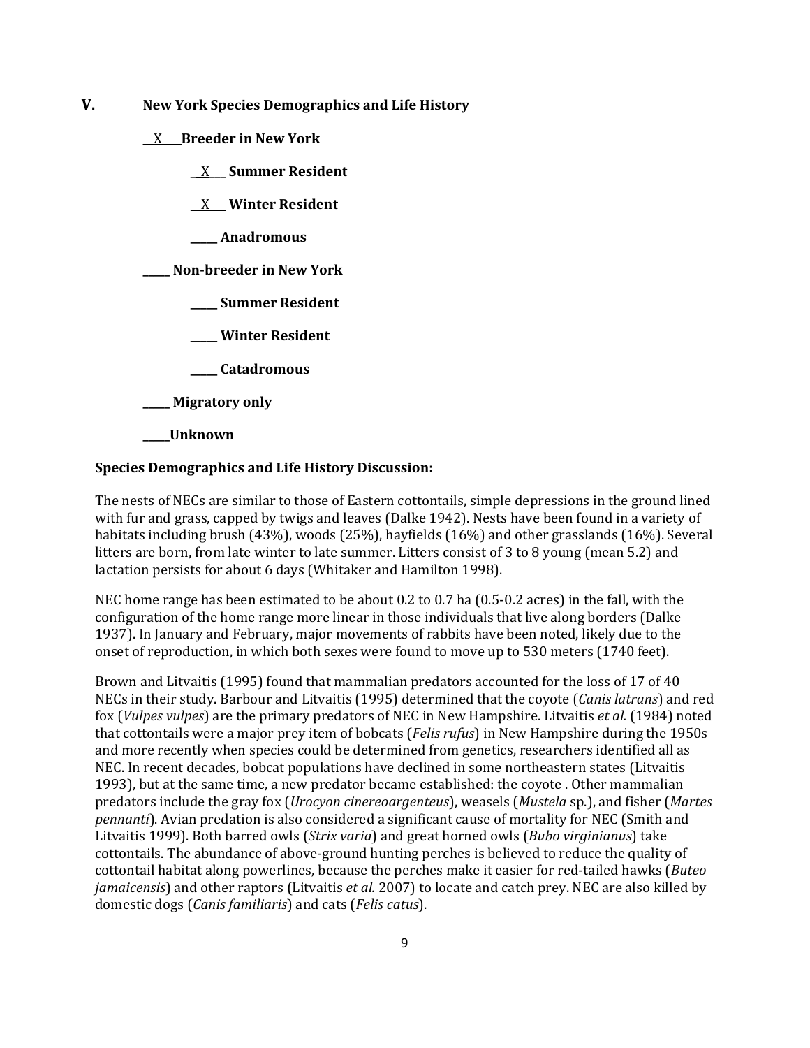## V. New York Species Demographics and Life History

__X__ **Breeder in New York**

  __X__ **Summer Resident**

  __X__ **Winter Resident**

  _____ **Anadromous**

_____ **Non-breeder in New York**

  _____ **Summer Resident**

  _____ **Winter Resident**

  _____ **Catadromous**

_____ **Migratory only**

_____ **Unknown**

**Species Demographics and Life History Discussion:**

The nests of NECs are similar to those of Eastern cottontails, simple depressions in the ground lined with fur and grass, capped by twigs and leaves (Dalke 1942). Nests have been found in a variety of habitats including brush (43%), woods (25%), hayfields (16%) and other grasslands (16%). Several litters are born, from late winter to late summer. Litters consist of 3 to 8 young (mean 5.2) and lactation persists for about 6 days (Whitaker and Hamilton 1998).

NEC home range has been estimated to be about 0.2 to 0.7 ha (0.5-0.2 acres) in the fall, with the configuration of the home range more linear in those individuals that live along borders (Dalke 1937). In January and February, major movements of rabbits have been noted, likely due to the onset of reproduction, in which both sexes were found to move up to 530 meters (1740 feet).

Brown and Litvaitis (1995) found that mammalian predators accounted for the loss of 17 of 40 NECs in their study. Barbour and Litvaitis (1995) determined that the coyote (*Canis latrans*) and red fox (*Vulpes vulpes*) are the primary predators of NEC in New Hampshire. Litvaitis *et al.* (1984) noted that cottontails were a major prey item of bobcats (*Felis rufus*) in New Hampshire during the 1950s and more recently when species could be determined from genetics, researchers identified all as NEC. In recent decades, bobcat populations have declined in some northeastern states (Litvaitis 1993), but at the same time, a new predator became established: the coyote . Other mammalian predators include the gray fox (*Urocyon cinereoargenteus*), weasels (*Mustela* sp.), and fisher (*Martes pennanti*). Avian predation is also considered a significant cause of mortality for NEC (Smith and Litvaitis 1999). Both barred owls (*Strix varia*) and great horned owls (*Bubo virginianus*) take cottontails. The abundance of above-ground hunting perches is believed to reduce the quality of cottontail habitat along powerlines, because the perches make it easier for red-tailed hawks (*Buteo jamaicensis*) and other raptors (Litvaitis *et al.* 2007) to locate and catch prey. NEC are also killed by domestic dogs (*Canis familiaris*) and cats (*Felis catus*).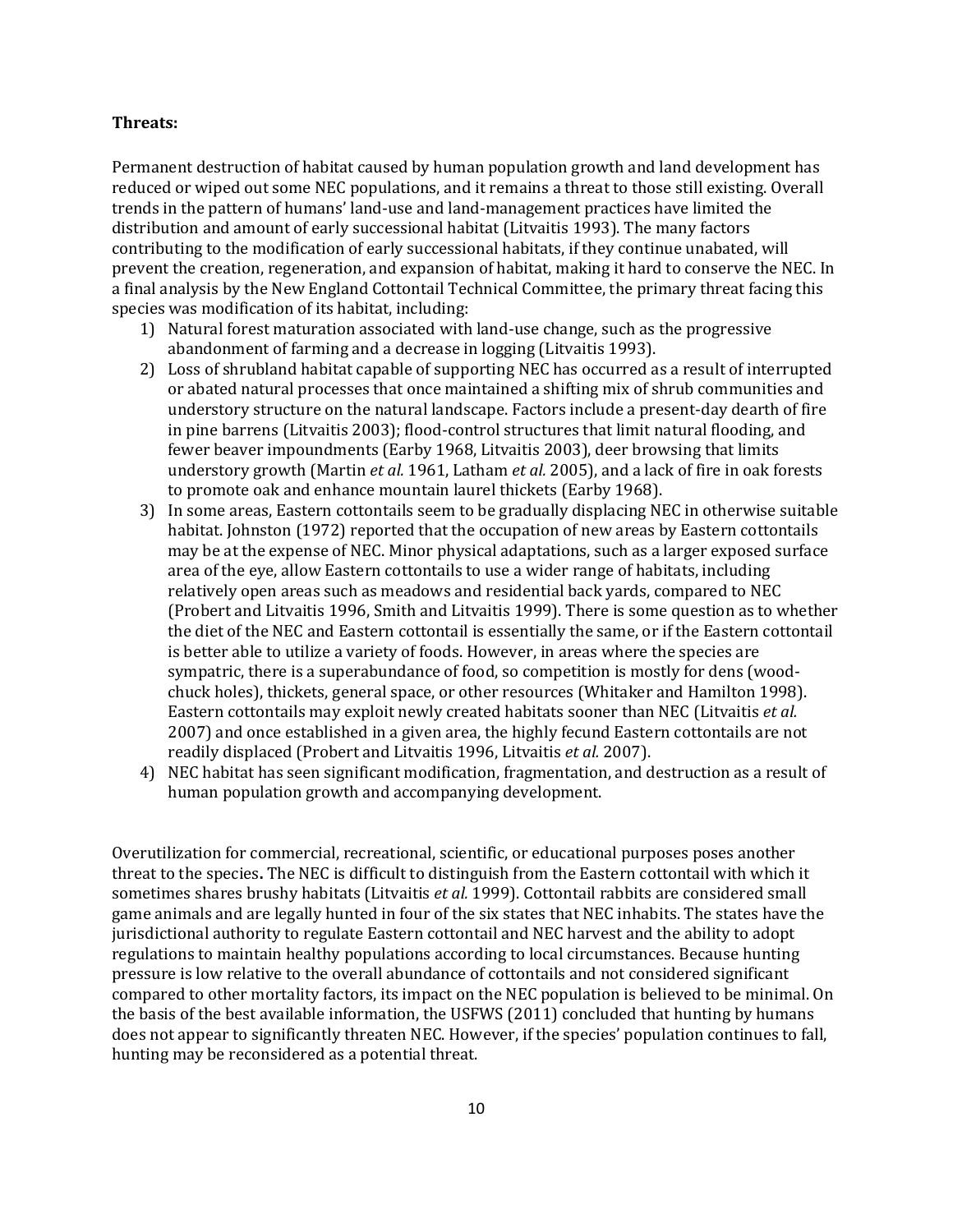**Threats:**

Permanent destruction of habitat caused by human population growth and land development has reduced or wiped out some NEC populations, and it remains a threat to those still existing. Overall trends in the pattern of humans' land-use and land-management practices have limited the distribution and amount of early successional habitat (Litvaitis 1993). The many factors contributing to the modification of early successional habitats, if they continue unabated, will prevent the creation, regeneration, and expansion of habitat, making it hard to conserve the NEC. In a final analysis by the New England Cottontail Technical Committee, the primary threat facing this species was modification of its habitat, including:

1) Natural forest maturation associated with land-use change, such as the progressive abandonment of farming and a decrease in logging (Litvaitis 1993).
2) Loss of shrubland habitat capable of supporting NEC has occurred as a result of interrupted or abated natural processes that once maintained a shifting mix of shrub communities and understory structure on the natural landscape. Factors include a present-day dearth of fire in pine barrens (Litvaitis 2003); flood-control structures that limit natural flooding, and fewer beaver impoundments (Earby 1968, Litvaitis 2003), deer browsing that limits understory growth (Martin *et al.* 1961, Latham *et al.* 2005), and a lack of fire in oak forests to promote oak and enhance mountain laurel thickets (Earby 1968).
3) In some areas, Eastern cottontails seem to be gradually displacing NEC in otherwise suitable habitat. Johnston (1972) reported that the occupation of new areas by Eastern cottontails may be at the expense of NEC. Minor physical adaptations, such as a larger exposed surface area of the eye, allow Eastern cottontails to use a wider range of habitats, including relatively open areas such as meadows and residential back yards, compared to NEC (Probert and Litvaitis 1996, Smith and Litvaitis 1999). There is some question as to whether the diet of the NEC and Eastern cottontail is essentially the same, or if the Eastern cottontail is better able to utilize a variety of foods. However, in areas where the species are sympatric, there is a superabundance of food, so competition is mostly for dens (wood-chuck holes), thickets, general space, or other resources (Whitaker and Hamilton 1998). Eastern cottontails may exploit newly created habitats sooner than NEC (Litvaitis *et al.* 2007) and once established in a given area, the highly fecund Eastern cottontails are not readily displaced (Probert and Litvaitis 1996, Litvaitis *et al.* 2007).
4) NEC habitat has seen significant modification, fragmentation, and destruction as a result of human population growth and accompanying development.

Overutilization for commercial, recreational, scientific, or educational purposes poses another threat to the species**.** The NEC is difficult to distinguish from the Eastern cottontail with which it sometimes shares brushy habitats (Litvaitis *et al.* 1999). Cottontail rabbits are considered small game animals and are legally hunted in four of the six states that NEC inhabits. The states have the jurisdictional authority to regulate Eastern cottontail and NEC harvest and the ability to adopt regulations to maintain healthy populations according to local circumstances. Because hunting pressure is low relative to the overall abundance of cottontails and not considered significant compared to other mortality factors, its impact on the NEC population is believed to be minimal. On the basis of the best available information, the USFWS (2011) concluded that hunting by humans does not appear to significantly threaten NEC. However, if the species' population continues to fall, hunting may be reconsidered as a potential threat.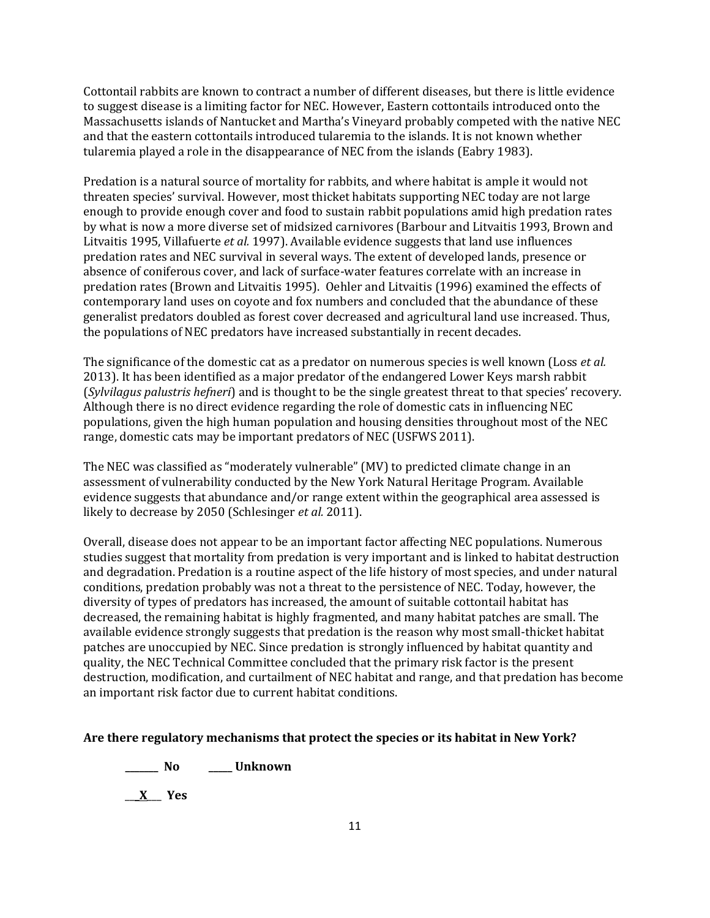Cottontail rabbits are known to contract a number of different diseases, but there is little evidence to suggest disease is a limiting factor for NEC. However, Eastern cottontails introduced onto the Massachusetts islands of Nantucket and Martha's Vineyard probably competed with the native NEC and that the eastern cottontails introduced tularemia to the islands. It is not known whether tularemia played a role in the disappearance of NEC from the islands (Eabry 1983).

Predation is a natural source of mortality for rabbits, and where habitat is ample it would not threaten species' survival. However, most thicket habitats supporting NEC today are not large enough to provide enough cover and food to sustain rabbit populations amid high predation rates by what is now a more diverse set of midsized carnivores (Barbour and Litvaitis 1993, Brown and Litvaitis 1995, Villafuerte *et al.* 1997). Available evidence suggests that land use influences predation rates and NEC survival in several ways. The extent of developed lands, presence or absence of coniferous cover, and lack of surface-water features correlate with an increase in predation rates (Brown and Litvaitis 1995). Oehler and Litvaitis (1996) examined the effects of contemporary land uses on coyote and fox numbers and concluded that the abundance of these generalist predators doubled as forest cover decreased and agricultural land use increased. Thus, the populations of NEC predators have increased substantially in recent decades.

The significance of the domestic cat as a predator on numerous species is well known (Loss *et al.* 2013). It has been identified as a major predator of the endangered Lower Keys marsh rabbit (*Sylvilagus palustris hefneri*) and is thought to be the single greatest threat to that species' recovery. Although there is no direct evidence regarding the role of domestic cats in influencing NEC populations, given the high human population and housing densities throughout most of the NEC range, domestic cats may be important predators of NEC (USFWS 2011).

The NEC was classified as "moderately vulnerable" (MV) to predicted climate change in an assessment of vulnerability conducted by the New York Natural Heritage Program. Available evidence suggests that abundance and/or range extent within the geographical area assessed is likely to decrease by 2050 (Schlesinger *et al.* 2011).

Overall, disease does not appear to be an important factor affecting NEC populations. Numerous studies suggest that mortality from predation is very important and is linked to habitat destruction and degradation. Predation is a routine aspect of the life history of most species, and under natural conditions, predation probably was not a threat to the persistence of NEC. Today, however, the diversity of types of predators has increased, the amount of suitable cottontail habitat has decreased, the remaining habitat is highly fragmented, and many habitat patches are small. The available evidence strongly suggests that predation is the reason why most small-thicket habitat patches are unoccupied by NEC. Since predation is strongly influenced by habitat quantity and quality, the NEC Technical Committee concluded that the primary risk factor is the present destruction, modification, and curtailment of NEC habitat and range, and that predation has become an important risk factor due to current habitat conditions.

**Are there regulatory mechanisms that protect the species or its habitat in New York?**

**_______ No     _____ Unknown**

**___X___ Yes**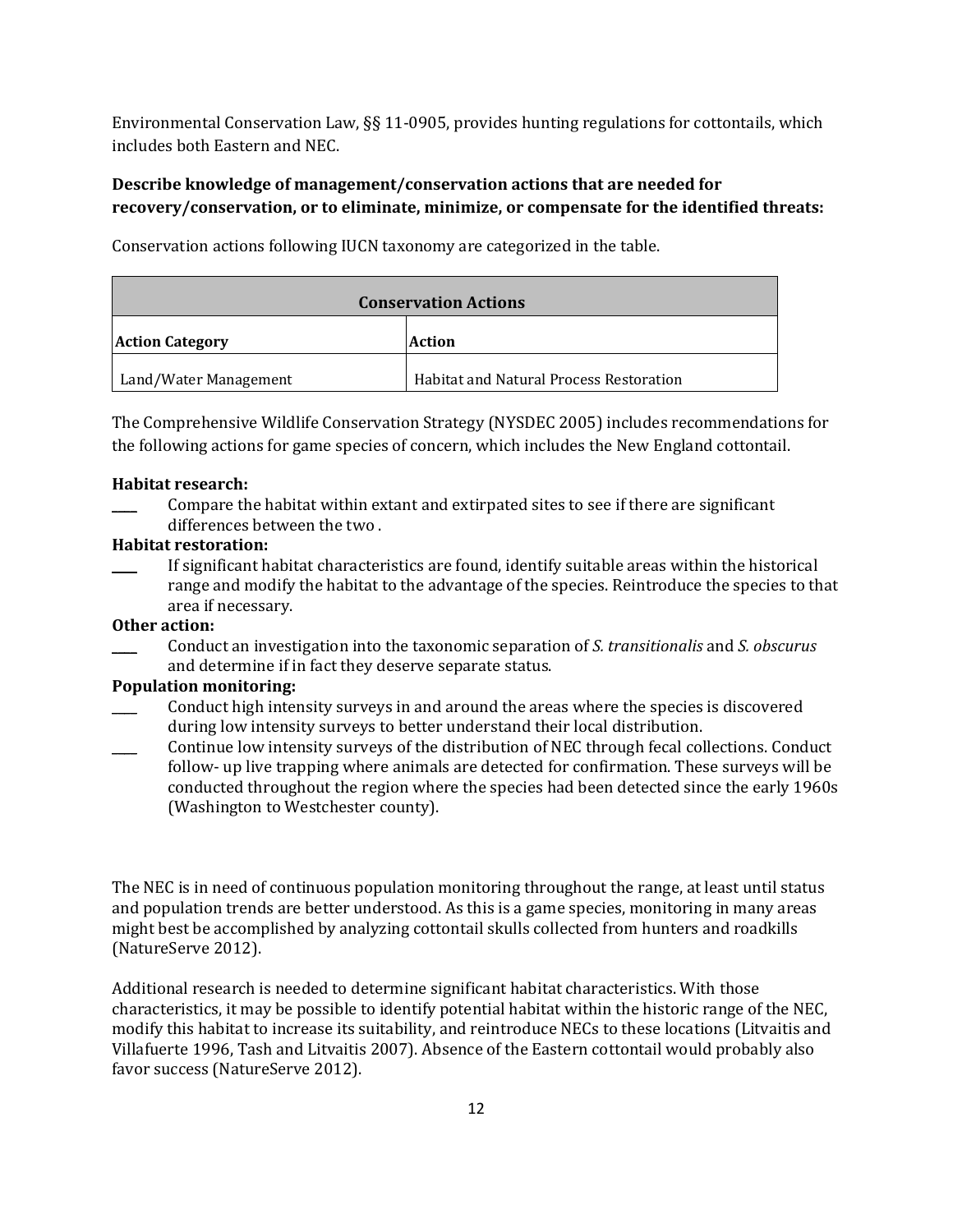Environmental Conservation Law, §§ 11-0905, provides hunting regulations for cottontails, which includes both Eastern and NEC.

**Describe knowledge of management/conservation actions that are needed for recovery/conservation, or to eliminate, minimize, or compensate for the identified threats:**

Conservation actions following IUCN taxonomy are categorized in the table.

| **Conservation Actions** | |
|---|---|
| **Action Category** | **Action** |
| Land/Water Management | Habitat and Natural Process Restoration |

The Comprehensive Wildlife Conservation Strategy (NYSDEC 2005) includes recommendations for the following actions for game species of concern, which includes the New England cottontail.

**Habitat research:**

____ Compare the habitat within extant and extirpated sites to see if there are significant differences between the two .

**Habitat restoration:**

____ If significant habitat characteristics are found, identify suitable areas within the historical range and modify the habitat to the advantage of the species. Reintroduce the species to that area if necessary.

**Other action:**

____ Conduct an investigation into the taxonomic separation of *S. transitionalis* and *S. obscurus* and determine if in fact they deserve separate status.

**Population monitoring:**

____ Conduct high intensity surveys in and around the areas where the species is discovered during low intensity surveys to better understand their local distribution.

____ Continue low intensity surveys of the distribution of NEC through fecal collections. Conduct follow- up live trapping where animals are detected for confirmation. These surveys will be conducted throughout the region where the species had been detected since the early 1960s (Washington to Westchester county).

The NEC is in need of continuous population monitoring throughout the range, at least until status and population trends are better understood. As this is a game species, monitoring in many areas might best be accomplished by analyzing cottontail skulls collected from hunters and roadkills (NatureServe 2012).

Additional research is needed to determine significant habitat characteristics. With those characteristics, it may be possible to identify potential habitat within the historic range of the NEC, modify this habitat to increase its suitability, and reintroduce NECs to these locations (Litvaitis and Villafuerte 1996, Tash and Litvaitis 2007). Absence of the Eastern cottontail would probably also favor success (NatureServe 2012).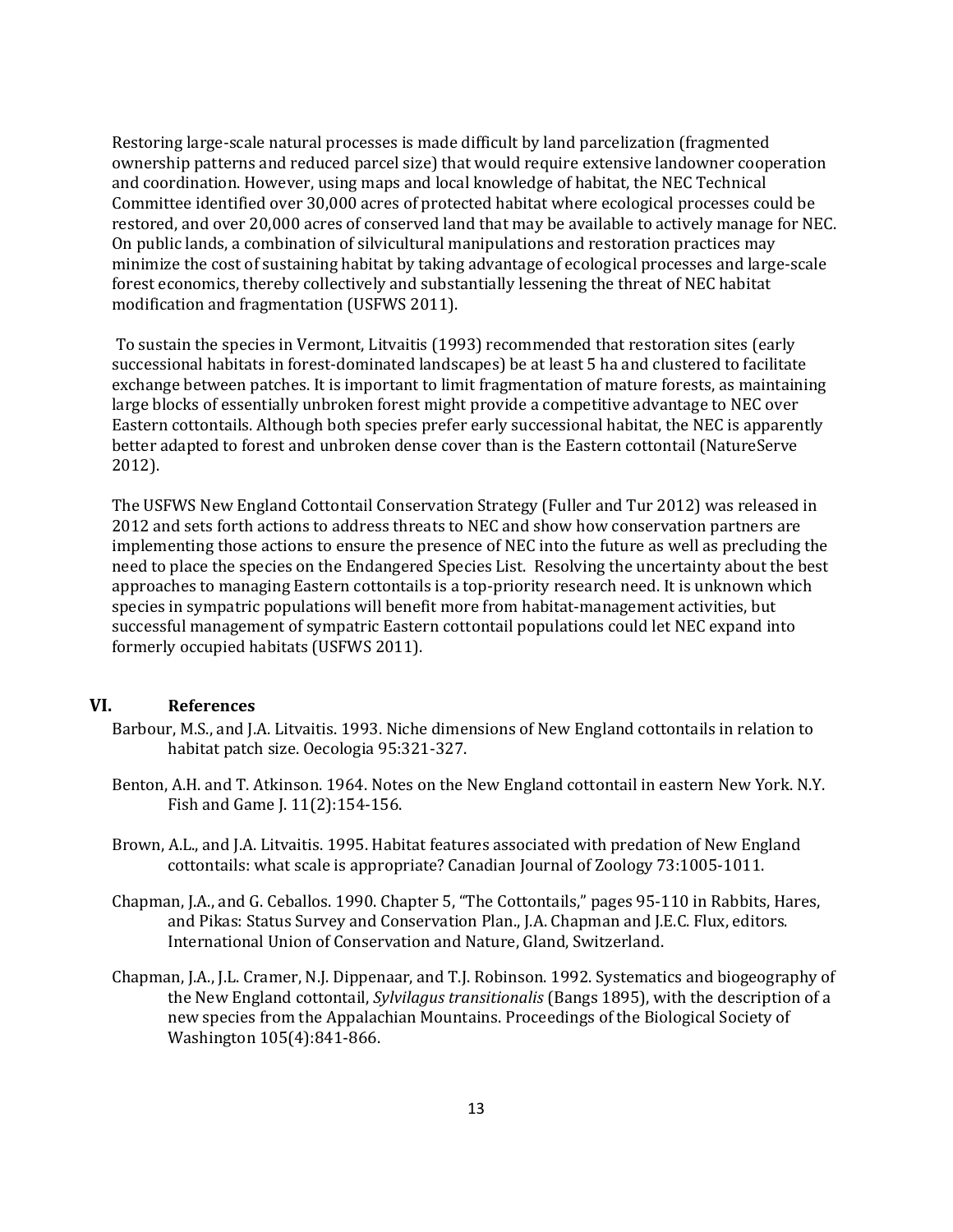Restoring large-scale natural processes is made difficult by land parcelization (fragmented ownership patterns and reduced parcel size) that would require extensive landowner cooperation and coordination. However, using maps and local knowledge of habitat, the NEC Technical Committee identified over 30,000 acres of protected habitat where ecological processes could be restored, and over 20,000 acres of conserved land that may be available to actively manage for NEC. On public lands, a combination of silvicultural manipulations and restoration practices may minimize the cost of sustaining habitat by taking advantage of ecological processes and large-scale forest economics, thereby collectively and substantially lessening the threat of NEC habitat modification and fragmentation (USFWS 2011).

To sustain the species in Vermont, Litvaitis (1993) recommended that restoration sites (early successional habitats in forest-dominated landscapes) be at least 5 ha and clustered to facilitate exchange between patches. It is important to limit fragmentation of mature forests, as maintaining large blocks of essentially unbroken forest might provide a competitive advantage to NEC over Eastern cottontails. Although both species prefer early successional habitat, the NEC is apparently better adapted to forest and unbroken dense cover than is the Eastern cottontail (NatureServe 2012).

The USFWS New England Cottontail Conservation Strategy (Fuller and Tur 2012) was released in 2012 and sets forth actions to address threats to NEC and show how conservation partners are implementing those actions to ensure the presence of NEC into the future as well as precluding the need to place the species on the Endangered Species List. Resolving the uncertainty about the best approaches to managing Eastern cottontails is a top-priority research need. It is unknown which species in sympatric populations will benefit more from habitat-management activities, but successful management of sympatric Eastern cottontail populations could let NEC expand into formerly occupied habitats (USFWS 2011).

## VI. References

Barbour, M.S., and J.A. Litvaitis. 1993. Niche dimensions of New England cottontails in relation to habitat patch size. Oecologia 95:321-327.

Benton, A.H. and T. Atkinson. 1964. Notes on the New England cottontail in eastern New York. N.Y. Fish and Game J. 11(2):154-156.

Brown, A.L., and J.A. Litvaitis. 1995. Habitat features associated with predation of New England cottontails: what scale is appropriate? Canadian Journal of Zoology 73:1005-1011.

Chapman, J.A., and G. Ceballos. 1990. Chapter 5, "The Cottontails," pages 95-110 in Rabbits, Hares, and Pikas: Status Survey and Conservation Plan., J.A. Chapman and J.E.C. Flux, editors. International Union of Conservation and Nature, Gland, Switzerland.

Chapman, J.A., J.L. Cramer, N.J. Dippenaar, and T.J. Robinson. 1992. Systematics and biogeography of the New England cottontail, *Sylvilagus transitionalis* (Bangs 1895), with the description of a new species from the Appalachian Mountains. Proceedings of the Biological Society of Washington 105(4):841-866.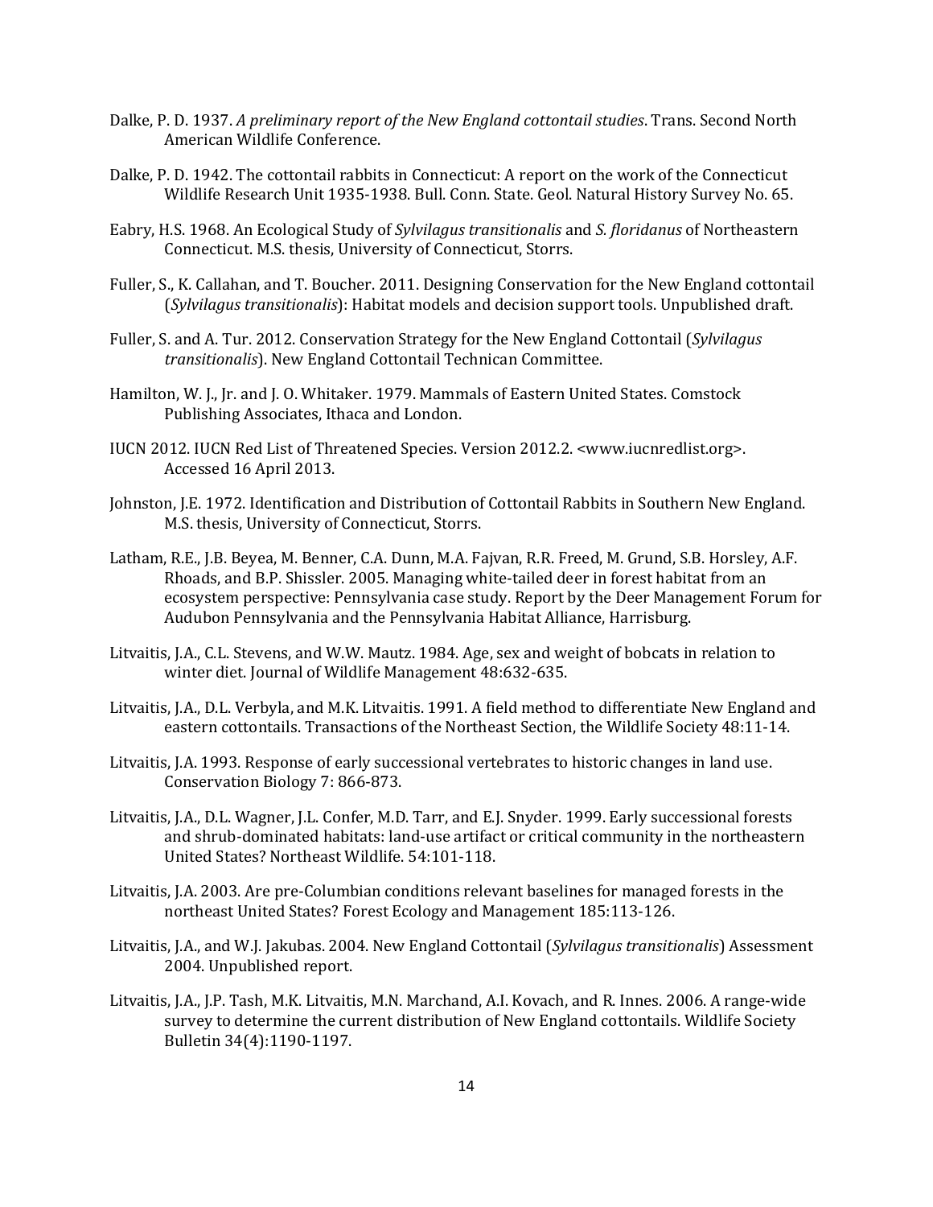Dalke, P. D. 1937. *A preliminary report of the New England cottontail studies*. Trans. Second North American Wildlife Conference.

Dalke, P. D. 1942. The cottontail rabbits in Connecticut: A report on the work of the Connecticut Wildlife Research Unit 1935-1938. Bull. Conn. State. Geol. Natural History Survey No. 65.

Eabry, H.S. 1968. An Ecological Study of *Sylvilagus transitionalis* and *S. floridanus* of Northeastern Connecticut. M.S. thesis, University of Connecticut, Storrs.

Fuller, S., K. Callahan, and T. Boucher. 2011. Designing Conservation for the New England cottontail (*Sylvilagus transitionalis*): Habitat models and decision support tools. Unpublished draft.

Fuller, S. and A. Tur. 2012. Conservation Strategy for the New England Cottontail (*Sylvilagus transitionalis*). New England Cottontail Technican Committee.

Hamilton, W. J., Jr. and J. O. Whitaker. 1979. Mammals of Eastern United States. Comstock Publishing Associates, Ithaca and London.

IUCN 2012. IUCN Red List of Threatened Species. Version 2012.2. <www.iucnredlist.org>. Accessed 16 April 2013.

Johnston, J.E. 1972. Identification and Distribution of Cottontail Rabbits in Southern New England. M.S. thesis, University of Connecticut, Storrs.

Latham, R.E., J.B. Beyea, M. Benner, C.A. Dunn, M.A. Fajvan, R.R. Freed, M. Grund, S.B. Horsley, A.F. Rhoads, and B.P. Shissler. 2005. Managing white-tailed deer in forest habitat from an ecosystem perspective: Pennsylvania case study. Report by the Deer Management Forum for Audubon Pennsylvania and the Pennsylvania Habitat Alliance, Harrisburg.

Litvaitis, J.A., C.L. Stevens, and W.W. Mautz. 1984. Age, sex and weight of bobcats in relation to winter diet. Journal of Wildlife Management 48:632-635.

Litvaitis, J.A., D.L. Verbyla, and M.K. Litvaitis. 1991. A field method to differentiate New England and eastern cottontails. Transactions of the Northeast Section, the Wildlife Society 48:11-14.

Litvaitis, J.A. 1993. Response of early successional vertebrates to historic changes in land use. Conservation Biology 7: 866-873.

Litvaitis, J.A., D.L. Wagner, J.L. Confer, M.D. Tarr, and E.J. Snyder. 1999. Early successional forests and shrub-dominated habitats: land-use artifact or critical community in the northeastern United States? Northeast Wildlife. 54:101-118.

Litvaitis, J.A. 2003. Are pre-Columbian conditions relevant baselines for managed forests in the northeast United States? Forest Ecology and Management 185:113-126.

Litvaitis, J.A., and W.J. Jakubas. 2004. New England Cottontail (*Sylvilagus transitionalis*) Assessment 2004. Unpublished report.

Litvaitis, J.A., J.P. Tash, M.K. Litvaitis, M.N. Marchand, A.I. Kovach, and R. Innes. 2006. A range-wide survey to determine the current distribution of New England cottontails. Wildlife Society Bulletin 34(4):1190-1197.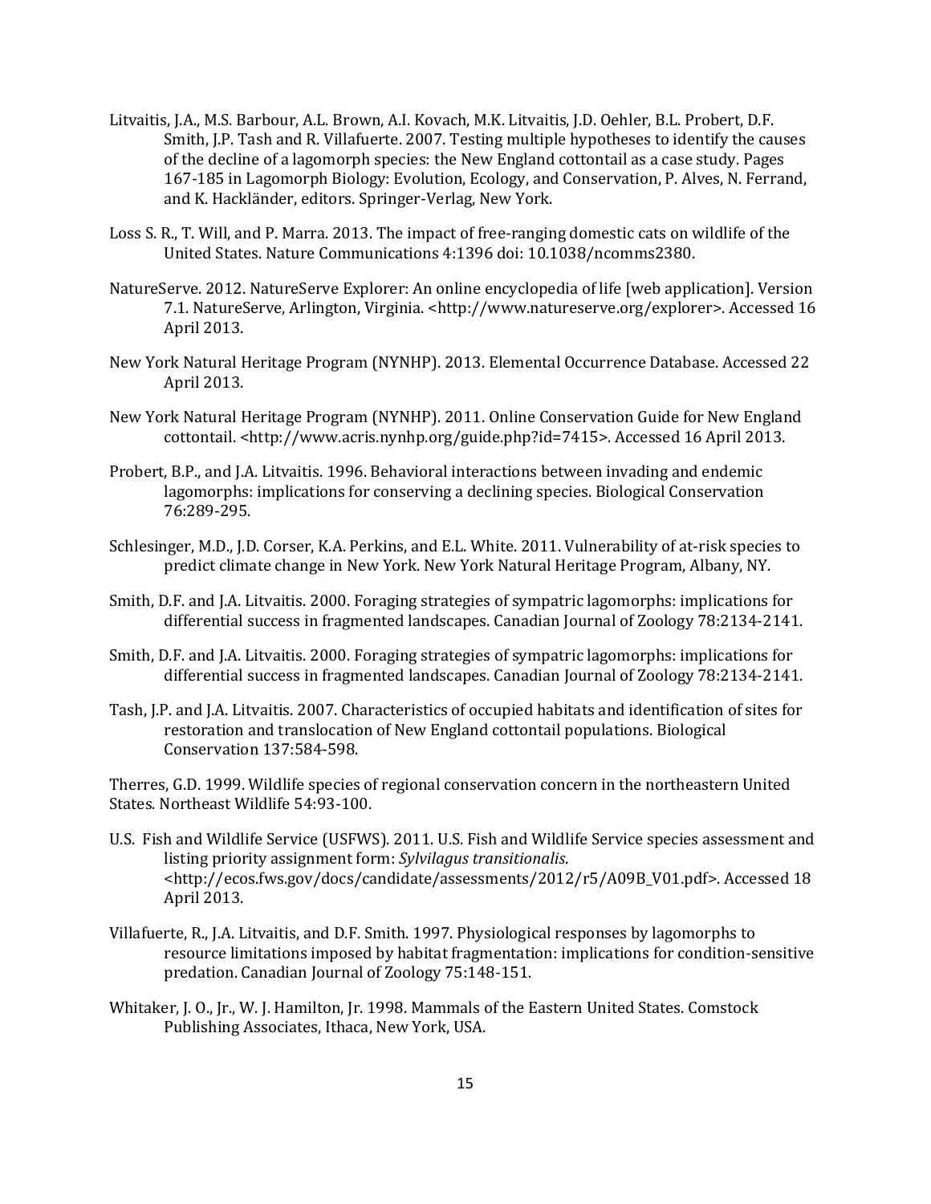Litvaitis, J.A., M.S. Barbour, A.L. Brown, A.I. Kovach, M.K. Litvaitis, J.D. Oehler, B.L. Probert, D.F. Smith, J.P. Tash and R. Villafuerte. 2007. Testing multiple hypotheses to identify the causes of the decline of a lagomorph species: the New England cottontail as a case study. Pages 167-185 in Lagomorph Biology: Evolution, Ecology, and Conservation, P. Alves, N. Ferrand, and K. Hackländer, editors. Springer-Verlag, New York.

Loss S. R., T. Will, and P. Marra. 2013. The impact of free-ranging domestic cats on wildlife of the United States. Nature Communications 4:1396 doi: 10.1038/ncomms2380.

NatureServe. 2012. NatureServe Explorer: An online encyclopedia of life [web application]. Version 7.1. NatureServe, Arlington, Virginia. <http://www.natureserve.org/explorer>. Accessed 16 April 2013.

New York Natural Heritage Program (NYNHP). 2013. Elemental Occurrence Database. Accessed 22 April 2013.

New York Natural Heritage Program (NYNHP). 2011. Online Conservation Guide for New England cottontail. <http://www.acris.nynhp.org/guide.php?id=7415>. Accessed 16 April 2013.

Probert, B.P., and J.A. Litvaitis. 1996. Behavioral interactions between invading and endemic lagomorphs: implications for conserving a declining species. Biological Conservation 76:289-295.

Schlesinger, M.D., J.D. Corser, K.A. Perkins, and E.L. White. 2011. Vulnerability of at-risk species to predict climate change in New York. New York Natural Heritage Program, Albany, NY.

Smith, D.F. and J.A. Litvaitis. 2000. Foraging strategies of sympatric lagomorphs: implications for differential success in fragmented landscapes. Canadian Journal of Zoology 78:2134-2141.

Smith, D.F. and J.A. Litvaitis. 2000. Foraging strategies of sympatric lagomorphs: implications for differential success in fragmented landscapes. Canadian Journal of Zoology 78:2134-2141.

Tash, J.P. and J.A. Litvaitis. 2007. Characteristics of occupied habitats and identification of sites for restoration and translocation of New England cottontail populations. Biological Conservation 137:584-598.

Therres, G.D. 1999. Wildlife species of regional conservation concern in the northeastern United States. Northeast Wildlife 54:93-100.

U.S. Fish and Wildlife Service (USFWS). 2011. U.S. Fish and Wildlife Service species assessment and listing priority assignment form: *Sylvilagus transitionalis*. <http://ecos.fws.gov/docs/candidate/assessments/2012/r5/A09B_V01.pdf>. Accessed 18 April 2013.

Villafuerte, R., J.A. Litvaitis, and D.F. Smith. 1997. Physiological responses by lagomorphs to resource limitations imposed by habitat fragmentation: implications for condition-sensitive predation. Canadian Journal of Zoology 75:148-151.

Whitaker, J. O., Jr., W. J. Hamilton, Jr. 1998. Mammals of the Eastern United States. Comstock Publishing Associates, Ithaca, New York, USA.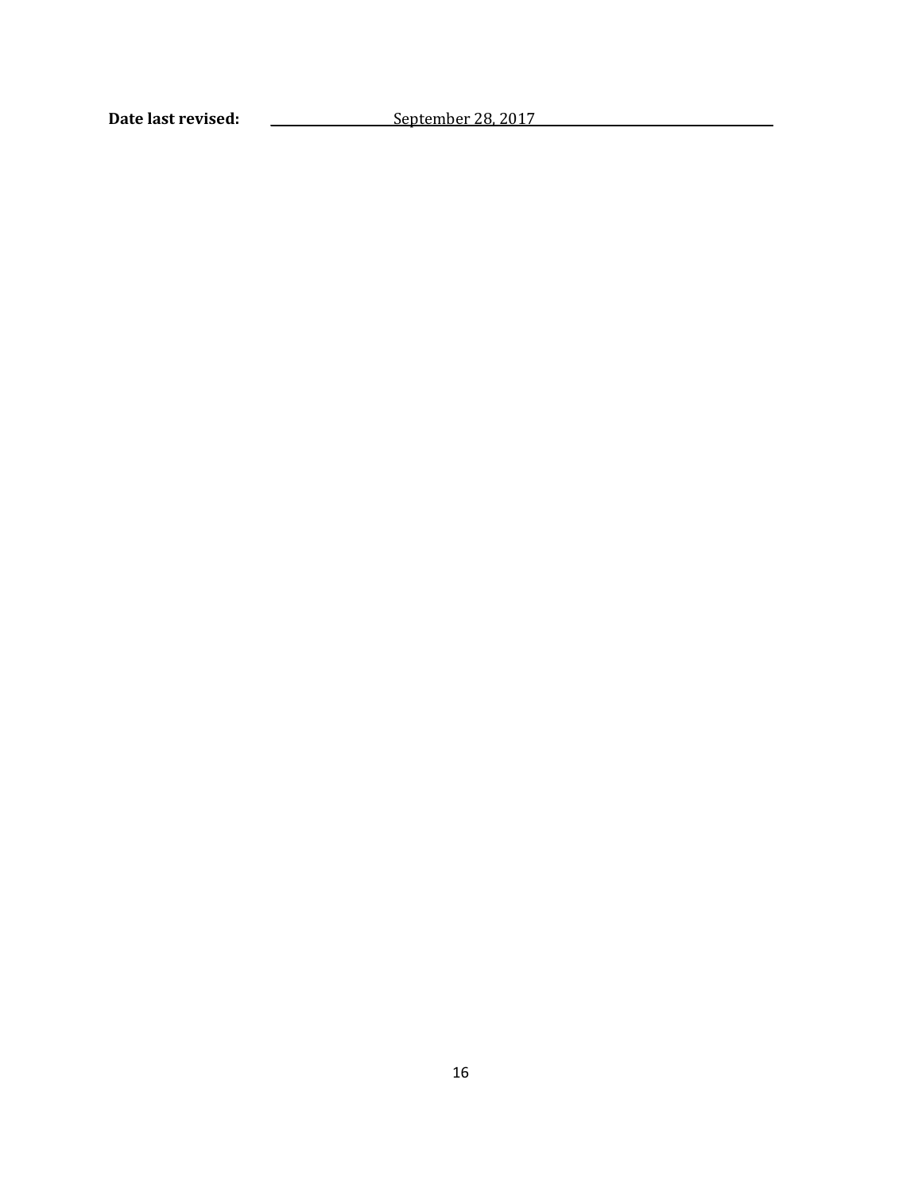**Date last revised:** September 28, 2017